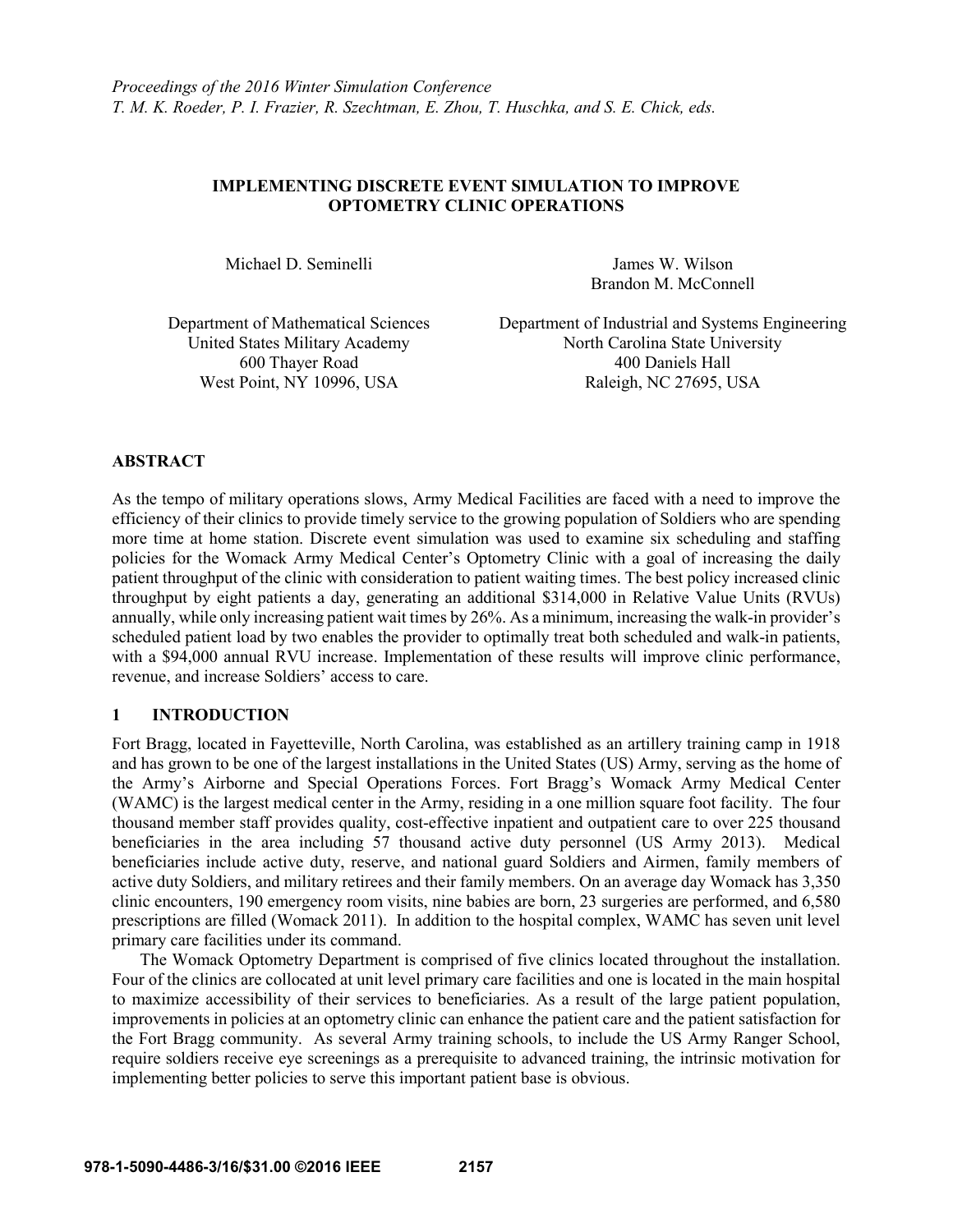*Proceedings of the 2016 Winter Simulation Conference*
*T. M. K. Roeder, P. I. Frazier, R. Szechtman, E. Zhou, T. Huschka, and S. E. Chick, eds.*

# IMPLEMENTING DISCRETE EVENT SIMULATION TO IMPROVE OPTOMETRY CLINIC OPERATIONS

Michael D. Seminelli

Department of Mathematical Sciences
United States Military Academy
600 Thayer Road
West Point, NY 10996, USA

James W. Wilson
Brandon M. McConnell

Department of Industrial and Systems Engineering
North Carolina State University
400 Daniels Hall
Raleigh, NC 27695, USA

## ABSTRACT

As the tempo of military operations slows, Army Medical Facilities are faced with a need to improve the efficiency of their clinics to provide timely service to the growing population of Soldiers who are spending more time at home station. Discrete event simulation was used to examine six scheduling and staffing policies for the Womack Army Medical Center's Optometry Clinic with a goal of increasing the daily patient throughput of the clinic with consideration to patient waiting times. The best policy increased clinic throughput by eight patients a day, generating an additional $314,000 in Relative Value Units (RVUs) annually, while only increasing patient wait times by 26%. As a minimum, increasing the walk-in provider's scheduled patient load by two enables the provider to optimally treat both scheduled and walk-in patients, with a $94,000 annual RVU increase. Implementation of these results will improve clinic performance, revenue, and increase Soldiers' access to care.

## 1 INTRODUCTION

Fort Bragg, located in Fayetteville, North Carolina, was established as an artillery training camp in 1918 and has grown to be one of the largest installations in the United States (US) Army, serving as the home of the Army's Airborne and Special Operations Forces. Fort Bragg's Womack Army Medical Center (WAMC) is the largest medical center in the Army, residing in a one million square foot facility. The four thousand member staff provides quality, cost-effective inpatient and outpatient care to over 225 thousand beneficiaries in the area including 57 thousand active duty personnel (US Army 2013). Medical beneficiaries include active duty, reserve, and national guard Soldiers and Airmen, family members of active duty Soldiers, and military retirees and their family members. On an average day Womack has 3,350 clinic encounters, 190 emergency room visits, nine babies are born, 23 surgeries are performed, and 6,580 prescriptions are filled (Womack 2011). In addition to the hospital complex, WAMC has seven unit level primary care facilities under its command.

The Womack Optometry Department is comprised of five clinics located throughout the installation. Four of the clinics are collocated at unit level primary care facilities and one is located in the main hospital to maximize accessibility of their services to beneficiaries. As a result of the large patient population, improvements in policies at an optometry clinic can enhance the patient care and the patient satisfaction for the Fort Bragg community. As several Army training schools, to include the US Army Ranger School, require soldiers receive eye screenings as a prerequisite to advanced training, the intrinsic motivation for implementing better policies to serve this important patient base is obvious.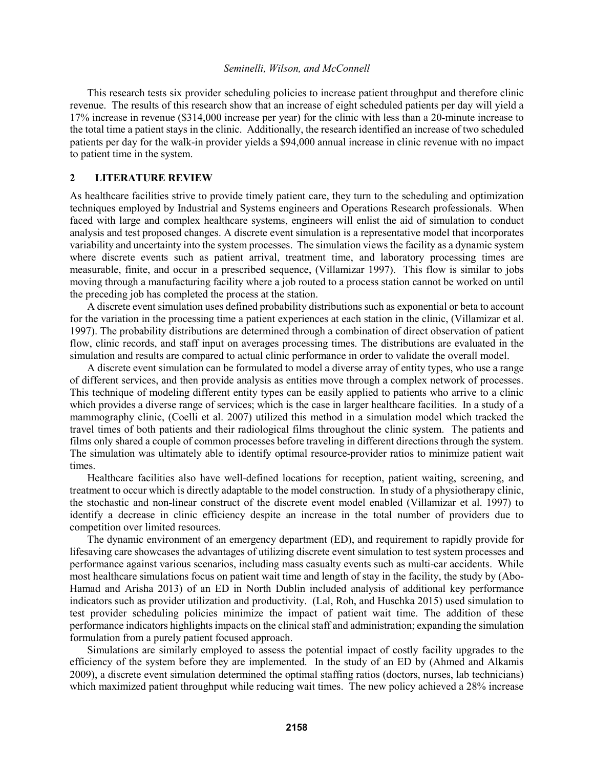This research tests six provider scheduling policies to increase patient throughput and therefore clinic revenue. The results of this research show that an increase of eight scheduled patients per day will yield a 17% increase in revenue ($314,000 increase per year) for the clinic with less than a 20-minute increase to the total time a patient stays in the clinic. Additionally, the research identified an increase of two scheduled patients per day for the walk-in provider yields a $94,000 annual increase in clinic revenue with no impact to patient time in the system.

## 2 LITERATURE REVIEW

As healthcare facilities strive to provide timely patient care, they turn to the scheduling and optimization techniques employed by Industrial and Systems engineers and Operations Research professionals. When faced with large and complex healthcare systems, engineers will enlist the aid of simulation to conduct analysis and test proposed changes. A discrete event simulation is a representative model that incorporates variability and uncertainty into the system processes. The simulation views the facility as a dynamic system where discrete events such as patient arrival, treatment time, and laboratory processing times are measurable, finite, and occur in a prescribed sequence, (Villamizar 1997). This flow is similar to jobs moving through a manufacturing facility where a job routed to a process station cannot be worked on until the preceding job has completed the process at the station.

A discrete event simulation uses defined probability distributions such as exponential or beta to account for the variation in the processing time a patient experiences at each station in the clinic, (Villamizar et al. 1997). The probability distributions are determined through a combination of direct observation of patient flow, clinic records, and staff input on averages processing times. The distributions are evaluated in the simulation and results are compared to actual clinic performance in order to validate the overall model.

A discrete event simulation can be formulated to model a diverse array of entity types, who use a range of different services, and then provide analysis as entities move through a complex network of processes. This technique of modeling different entity types can be easily applied to patients who arrive to a clinic which provides a diverse range of services; which is the case in larger healthcare facilities. In a study of a mammography clinic, (Coelli et al. 2007) utilized this method in a simulation model which tracked the travel times of both patients and their radiological films throughout the clinic system. The patients and films only shared a couple of common processes before traveling in different directions through the system. The simulation was ultimately able to identify optimal resource-provider ratios to minimize patient wait times.

Healthcare facilities also have well-defined locations for reception, patient waiting, screening, and treatment to occur which is directly adaptable to the model construction. In study of a physiotherapy clinic, the stochastic and non-linear construct of the discrete event model enabled (Villamizar et al. 1997) to identify a decrease in clinic efficiency despite an increase in the total number of providers due to competition over limited resources.

The dynamic environment of an emergency department (ED), and requirement to rapidly provide for lifesaving care showcases the advantages of utilizing discrete event simulation to test system processes and performance against various scenarios, including mass casualty events such as multi-car accidents. While most healthcare simulations focus on patient wait time and length of stay in the facility, the study by (Abo-Hamad and Arisha 2013) of an ED in North Dublin included analysis of additional key performance indicators such as provider utilization and productivity. (Lal, Roh, and Huschka 2015) used simulation to test provider scheduling policies minimize the impact of patient wait time. The addition of these performance indicators highlights impacts on the clinical staff and administration; expanding the simulation formulation from a purely patient focused approach.

Simulations are similarly employed to assess the potential impact of costly facility upgrades to the efficiency of the system before they are implemented. In the study of an ED by (Ahmed and Alkamis 2009), a discrete event simulation determined the optimal staffing ratios (doctors, nurses, lab technicians) which maximized patient throughput while reducing wait times. The new policy achieved a 28% increase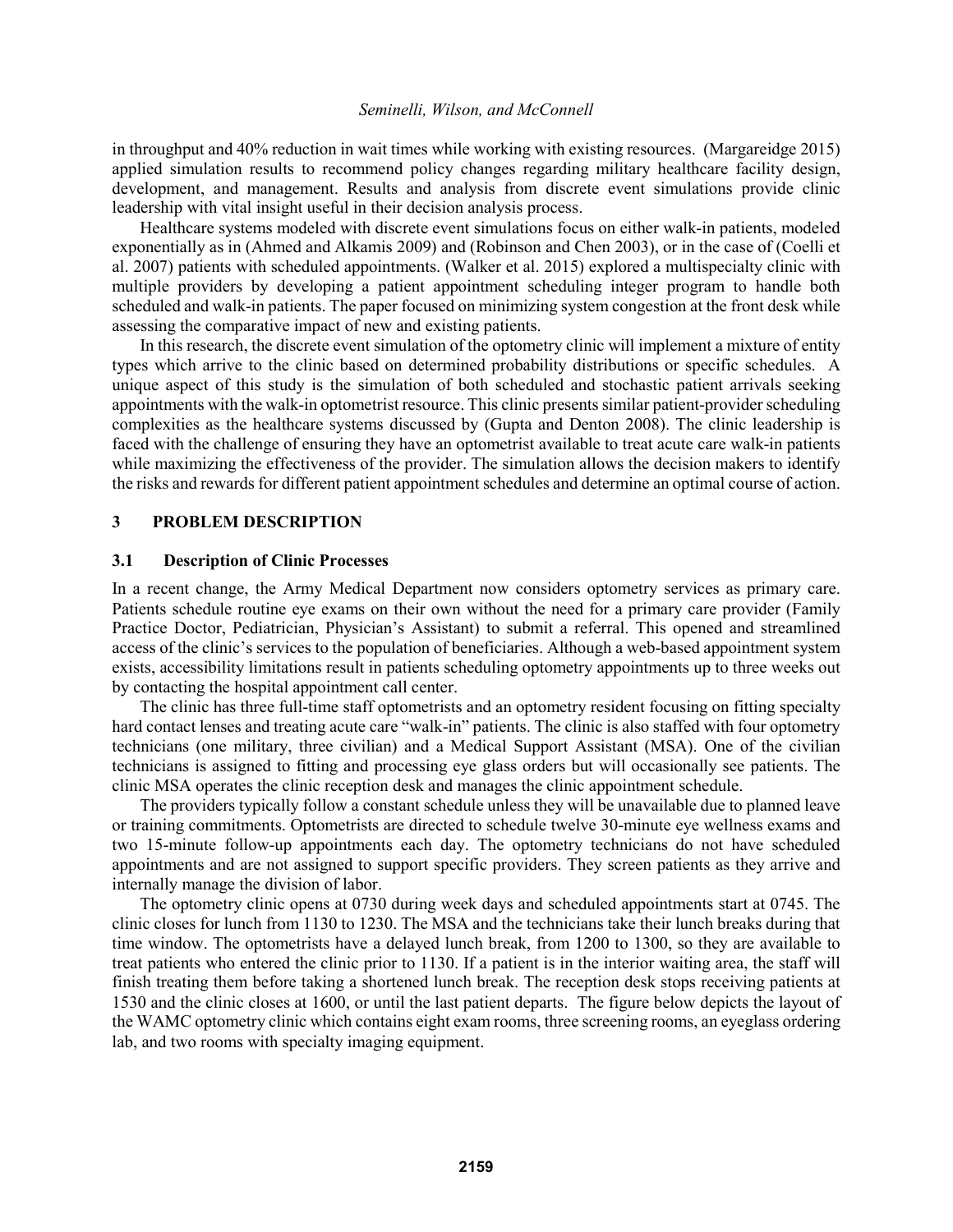in throughput and 40% reduction in wait times while working with existing resources. (Margareidge 2015) applied simulation results to recommend policy changes regarding military healthcare facility design, development, and management. Results and analysis from discrete event simulations provide clinic leadership with vital insight useful in their decision analysis process.

Healthcare systems modeled with discrete event simulations focus on either walk-in patients, modeled exponentially as in (Ahmed and Alkamis 2009) and (Robinson and Chen 2003), or in the case of (Coelli et al. 2007) patients with scheduled appointments. (Walker et al. 2015) explored a multispecialty clinic with multiple providers by developing a patient appointment scheduling integer program to handle both scheduled and walk-in patients. The paper focused on minimizing system congestion at the front desk while assessing the comparative impact of new and existing patients.

In this research, the discrete event simulation of the optometry clinic will implement a mixture of entity types which arrive to the clinic based on determined probability distributions or specific schedules. A unique aspect of this study is the simulation of both scheduled and stochastic patient arrivals seeking appointments with the walk-in optometrist resource. This clinic presents similar patient-provider scheduling complexities as the healthcare systems discussed by (Gupta and Denton 2008). The clinic leadership is faced with the challenge of ensuring they have an optometrist available to treat acute care walk-in patients while maximizing the effectiveness of the provider. The simulation allows the decision makers to identify the risks and rewards for different patient appointment schedules and determine an optimal course of action.

## 3 PROBLEM DESCRIPTION

### 3.1 Description of Clinic Processes

In a recent change, the Army Medical Department now considers optometry services as primary care. Patients schedule routine eye exams on their own without the need for a primary care provider (Family Practice Doctor, Pediatrician, Physician's Assistant) to submit a referral. This opened and streamlined access of the clinic's services to the population of beneficiaries. Although a web-based appointment system exists, accessibility limitations result in patients scheduling optometry appointments up to three weeks out by contacting the hospital appointment call center.

The clinic has three full-time staff optometrists and an optometry resident focusing on fitting specialty hard contact lenses and treating acute care "walk-in" patients. The clinic is also staffed with four optometry technicians (one military, three civilian) and a Medical Support Assistant (MSA). One of the civilian technicians is assigned to fitting and processing eye glass orders but will occasionally see patients. The clinic MSA operates the clinic reception desk and manages the clinic appointment schedule.

The providers typically follow a constant schedule unless they will be unavailable due to planned leave or training commitments. Optometrists are directed to schedule twelve 30-minute eye wellness exams and two 15-minute follow-up appointments each day. The optometry technicians do not have scheduled appointments and are not assigned to support specific providers. They screen patients as they arrive and internally manage the division of labor.

The optometry clinic opens at 0730 during week days and scheduled appointments start at 0745. The clinic closes for lunch from 1130 to 1230. The MSA and the technicians take their lunch breaks during that time window. The optometrists have a delayed lunch break, from 1200 to 1300, so they are available to treat patients who entered the clinic prior to 1130. If a patient is in the interior waiting area, the staff will finish treating them before taking a shortened lunch break. The reception desk stops receiving patients at 1530 and the clinic closes at 1600, or until the last patient departs. The figure below depicts the layout of the WAMC optometry clinic which contains eight exam rooms, three screening rooms, an eyeglass ordering lab, and two rooms with specialty imaging equipment.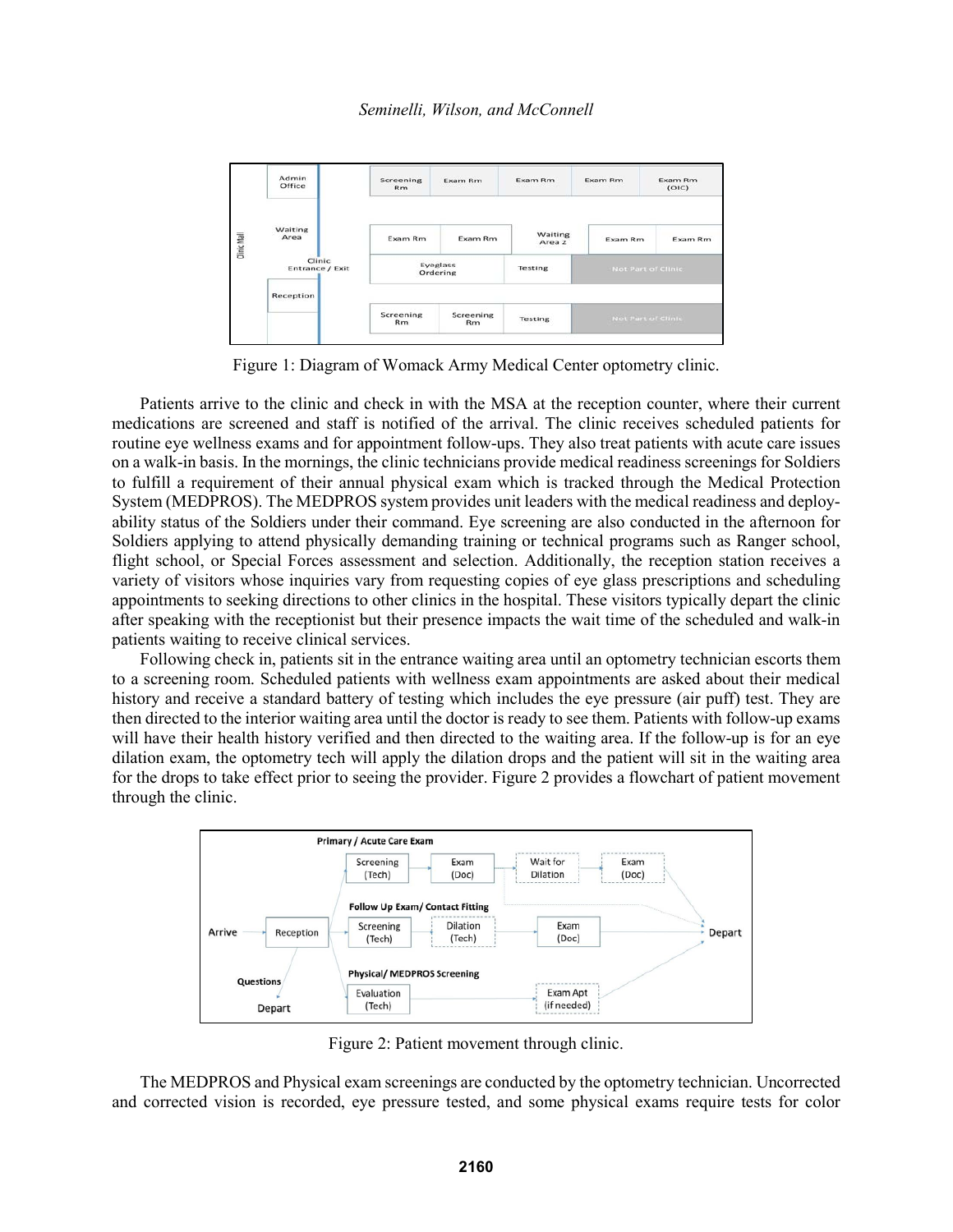Figure 1: Diagram of Womack Army Medical Center optometry clinic.

Patients arrive to the clinic and check in with the MSA at the reception counter, where their current medications are screened and staff is notified of the arrival. The clinic receives scheduled patients for routine eye wellness exams and for appointment follow-ups. They also treat patients with acute care issues on a walk-in basis. In the mornings, the clinic technicians provide medical readiness screenings for Soldiers to fulfill a requirement of their annual physical exam which is tracked through the Medical Protection System (MEDPROS). The MEDPROS system provides unit leaders with the medical readiness and deployability status of the Soldiers under their command. Eye screening are also conducted in the afternoon for Soldiers applying to attend physically demanding training or technical programs such as Ranger school, flight school, or Special Forces assessment and selection. Additionally, the reception station receives a variety of visitors whose inquiries vary from requesting copies of eye glass prescriptions and scheduling appointments to seeking directions to other clinics in the hospital. These visitors typically depart the clinic after speaking with the receptionist but their presence impacts the wait time of the scheduled and walk-in patients waiting to receive clinical services.

Following check in, patients sit in the entrance waiting area until an optometry technician escorts them to a screening room. Scheduled patients with wellness exam appointments are asked about their medical history and receive a standard battery of testing which includes the eye pressure (air puff) test. They are then directed to the interior waiting area until the doctor is ready to see them. Patients with follow-up exams will have their health history verified and then directed to the waiting area. If the follow-up is for an eye dilation exam, the optometry tech will apply the dilation drops and the patient will sit in the waiting area for the drops to take effect prior to seeing the provider. Figure 2 provides a flowchart of patient movement through the clinic.

Figure 2: Patient movement through clinic.

The MEDPROS and Physical exam screenings are conducted by the optometry technician. Uncorrected and corrected vision is recorded, eye pressure tested, and some physical exams require tests for color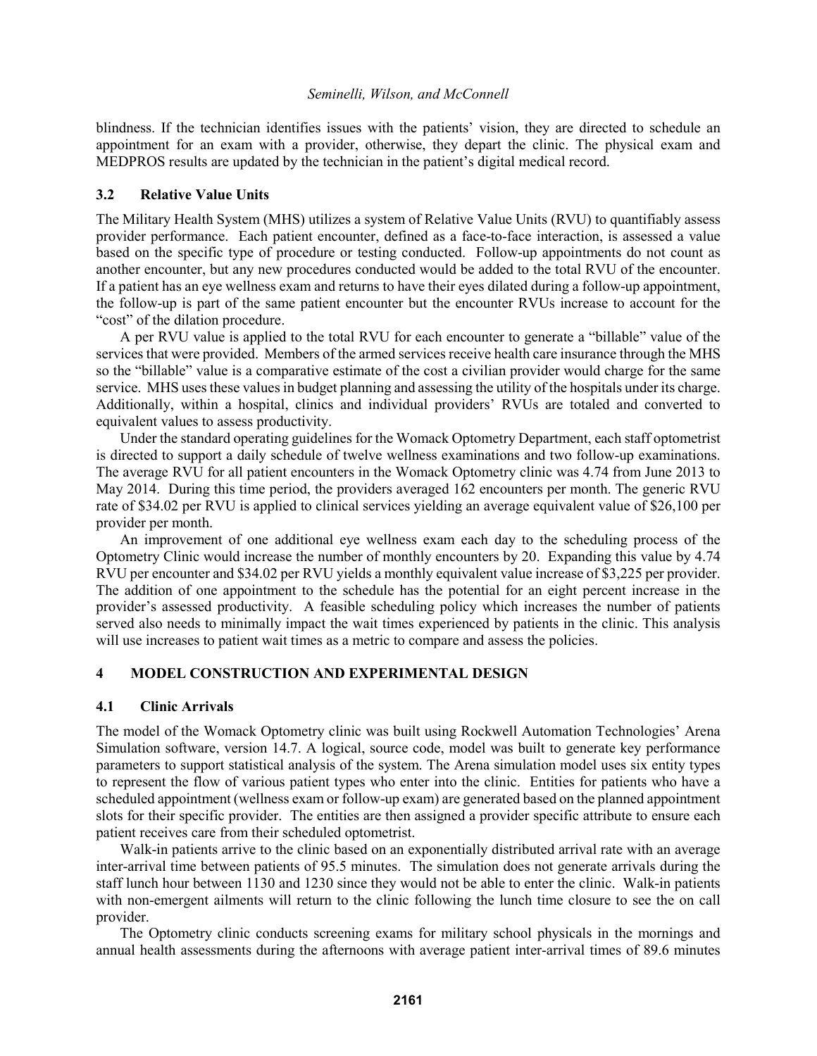blindness. If the technician identifies issues with the patients' vision, they are directed to schedule an appointment for an exam with a provider, otherwise, they depart the clinic. The physical exam and MEDPROS results are updated by the technician in the patient's digital medical record.

### 3.2 Relative Value Units

The Military Health System (MHS) utilizes a system of Relative Value Units (RVU) to quantifiably assess provider performance. Each patient encounter, defined as a face-to-face interaction, is assessed a value based on the specific type of procedure or testing conducted. Follow-up appointments do not count as another encounter, but any new procedures conducted would be added to the total RVU of the encounter. If a patient has an eye wellness exam and returns to have their eyes dilated during a follow-up appointment, the follow-up is part of the same patient encounter but the encounter RVUs increase to account for the "cost" of the dilation procedure.

A per RVU value is applied to the total RVU for each encounter to generate a "billable" value of the services that were provided. Members of the armed services receive health care insurance through the MHS so the "billable" value is a comparative estimate of the cost a civilian provider would charge for the same service. MHS uses these values in budget planning and assessing the utility of the hospitals under its charge. Additionally, within a hospital, clinics and individual providers' RVUs are totaled and converted to equivalent values to assess productivity.

Under the standard operating guidelines for the Womack Optometry Department, each staff optometrist is directed to support a daily schedule of twelve wellness examinations and two follow-up examinations. The average RVU for all patient encounters in the Womack Optometry clinic was 4.74 from June 2013 to May 2014. During this time period, the providers averaged 162 encounters per month. The generic RVU rate of $34.02 per RVU is applied to clinical services yielding an average equivalent value of $26,100 per provider per month.

An improvement of one additional eye wellness exam each day to the scheduling process of the Optometry Clinic would increase the number of monthly encounters by 20. Expanding this value by 4.74 RVU per encounter and $34.02 per RVU yields a monthly equivalent value increase of $3,225 per provider. The addition of one appointment to the schedule has the potential for an eight percent increase in the provider's assessed productivity. A feasible scheduling policy which increases the number of patients served also needs to minimally impact the wait times experienced by patients in the clinic. This analysis will use increases to patient wait times as a metric to compare and assess the policies.

## 4 MODEL CONSTRUCTION AND EXPERIMENTAL DESIGN

### 4.1 Clinic Arrivals

The model of the Womack Optometry clinic was built using Rockwell Automation Technologies' Arena Simulation software, version 14.7. A logical, source code, model was built to generate key performance parameters to support statistical analysis of the system. The Arena simulation model uses six entity types to represent the flow of various patient types who enter into the clinic. Entities for patients who have a scheduled appointment (wellness exam or follow-up exam) are generated based on the planned appointment slots for their specific provider. The entities are then assigned a provider specific attribute to ensure each patient receives care from their scheduled optometrist.

Walk-in patients arrive to the clinic based on an exponentially distributed arrival rate with an average inter-arrival time between patients of 95.5 minutes. The simulation does not generate arrivals during the staff lunch hour between 1130 and 1230 since they would not be able to enter the clinic. Walk-in patients with non-emergent ailments will return to the clinic following the lunch time closure to see the on call provider.

The Optometry clinic conducts screening exams for military school physicals in the mornings and annual health assessments during the afternoons with average patient inter-arrival times of 89.6 minutes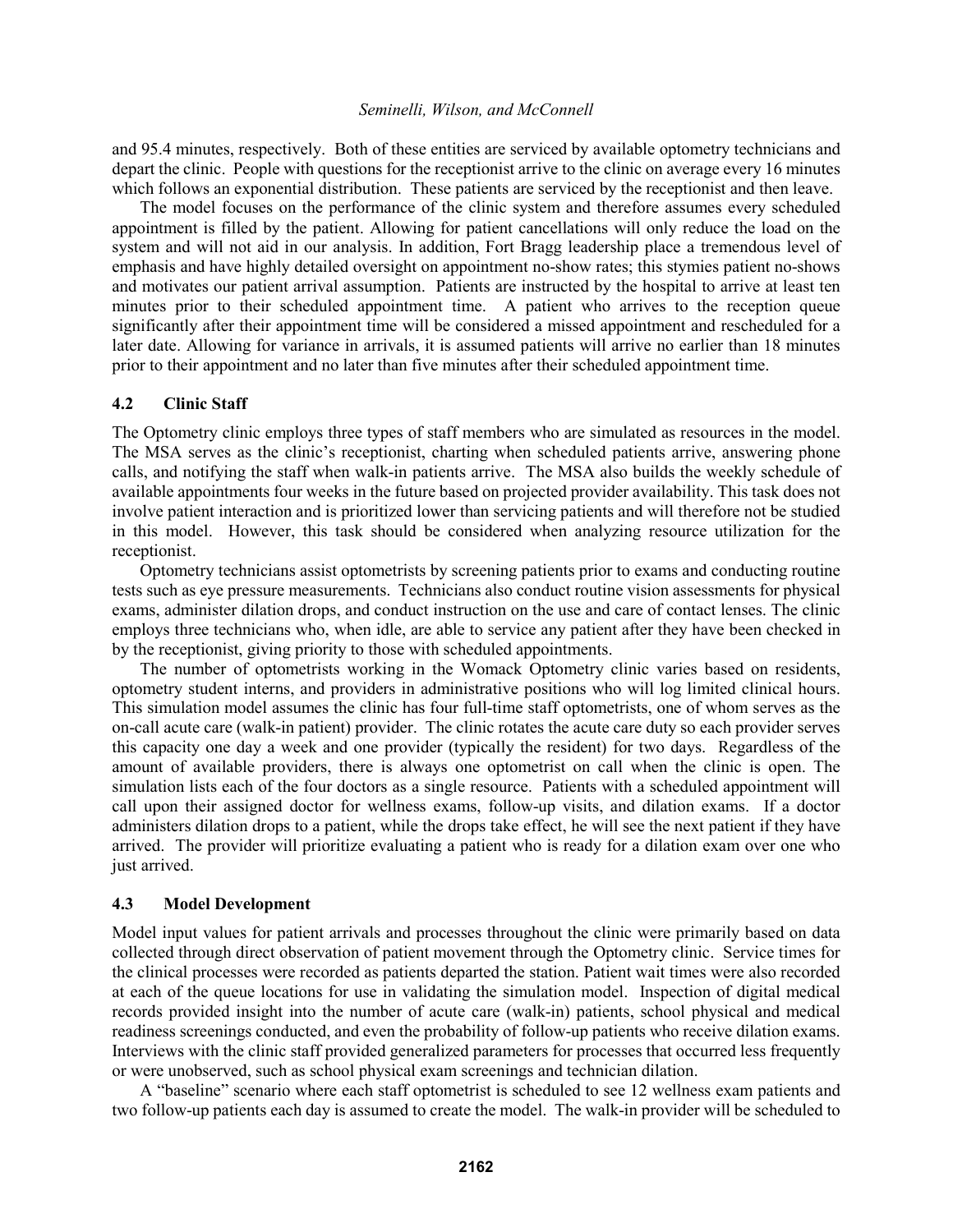and 95.4 minutes, respectively. Both of these entities are serviced by available optometry technicians and depart the clinic. People with questions for the receptionist arrive to the clinic on average every 16 minutes which follows an exponential distribution. These patients are serviced by the receptionist and then leave.

The model focuses on the performance of the clinic system and therefore assumes every scheduled appointment is filled by the patient. Allowing for patient cancellations will only reduce the load on the system and will not aid in our analysis. In addition, Fort Bragg leadership place a tremendous level of emphasis and have highly detailed oversight on appointment no-show rates; this stymies patient no-shows and motivates our patient arrival assumption. Patients are instructed by the hospital to arrive at least ten minutes prior to their scheduled appointment time. A patient who arrives to the reception queue significantly after their appointment time will be considered a missed appointment and rescheduled for a later date. Allowing for variance in arrivals, it is assumed patients will arrive no earlier than 18 minutes prior to their appointment and no later than five minutes after their scheduled appointment time.

### 4.2 Clinic Staff

The Optometry clinic employs three types of staff members who are simulated as resources in the model. The MSA serves as the clinic's receptionist, charting when scheduled patients arrive, answering phone calls, and notifying the staff when walk-in patients arrive. The MSA also builds the weekly schedule of available appointments four weeks in the future based on projected provider availability. This task does not involve patient interaction and is prioritized lower than servicing patients and will therefore not be studied in this model. However, this task should be considered when analyzing resource utilization for the receptionist.

Optometry technicians assist optometrists by screening patients prior to exams and conducting routine tests such as eye pressure measurements. Technicians also conduct routine vision assessments for physical exams, administer dilation drops, and conduct instruction on the use and care of contact lenses. The clinic employs three technicians who, when idle, are able to service any patient after they have been checked in by the receptionist, giving priority to those with scheduled appointments.

The number of optometrists working in the Womack Optometry clinic varies based on residents, optometry student interns, and providers in administrative positions who will log limited clinical hours. This simulation model assumes the clinic has four full-time staff optometrists, one of whom serves as the on-call acute care (walk-in patient) provider. The clinic rotates the acute care duty so each provider serves this capacity one day a week and one provider (typically the resident) for two days. Regardless of the amount of available providers, there is always one optometrist on call when the clinic is open. The simulation lists each of the four doctors as a single resource. Patients with a scheduled appointment will call upon their assigned doctor for wellness exams, follow-up visits, and dilation exams. If a doctor administers dilation drops to a patient, while the drops take effect, he will see the next patient if they have arrived. The provider will prioritize evaluating a patient who is ready for a dilation exam over one who just arrived.

### 4.3 Model Development

Model input values for patient arrivals and processes throughout the clinic were primarily based on data collected through direct observation of patient movement through the Optometry clinic. Service times for the clinical processes were recorded as patients departed the station. Patient wait times were also recorded at each of the queue locations for use in validating the simulation model. Inspection of digital medical records provided insight into the number of acute care (walk-in) patients, school physical and medical readiness screenings conducted, and even the probability of follow-up patients who receive dilation exams. Interviews with the clinic staff provided generalized parameters for processes that occurred less frequently or were unobserved, such as school physical exam screenings and technician dilation.

A "baseline" scenario where each staff optometrist is scheduled to see 12 wellness exam patients and two follow-up patients each day is assumed to create the model. The walk-in provider will be scheduled to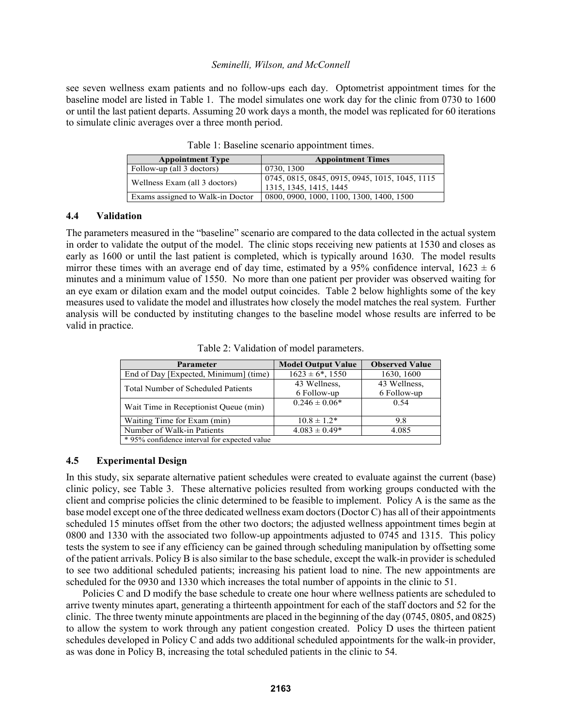see seven wellness exam patients and no follow-ups each day. Optometrist appointment times for the baseline model are listed in Table 1. The model simulates one work day for the clinic from 0730 to 1600 or until the last patient departs. Assuming 20 work days a month, the model was replicated for 60 iterations to simulate clinic averages over a three month period.

Table 1: Baseline scenario appointment times.

| Appointment Type | Appointment Times |
|---|---|
| Follow-up (all 3 doctors) | 0730, 1300 |
| Wellness Exam (all 3 doctors) | 0745, 0815, 0845, 0915, 0945, 1015, 1045, 1115 1315, 1345, 1415, 1445 |
| Exams assigned to Walk-in Doctor | 0800, 0900, 1000, 1100, 1300, 1400, 1500 |

### 4.4 Validation

The parameters measured in the "baseline" scenario are compared to the data collected in the actual system in order to validate the output of the model. The clinic stops receiving new patients at 1530 and closes as early as 1600 or until the last patient is completed, which is typically around 1630. The model results mirror these times with an average end of day time, estimated by a 95% confidence interval, $1623 \pm 6$ minutes and a minimum value of 1550. No more than one patient per provider was observed waiting for an eye exam or dilation exam and the model output coincides. Table 2 below highlights some of the key measures used to validate the model and illustrates how closely the model matches the real system. Further analysis will be conducted by instituting changes to the baseline model whose results are inferred to be valid in practice.

Table 2: Validation of model parameters.

| Parameter | Model Output Value | Observed Value |
|---|---|---|
| End of Day [Expected, Minimum] (time) | $1623 \pm 6$*, 1550 | 1630, 1600 |
| Total Number of Scheduled Patients | 43 Wellness, 6 Follow-up | 43 Wellness, 6 Follow-up |
| Wait Time in Receptionist Queue (min) | $0.246 \pm 0.06$* | 0.54 |
| Waiting Time for Exam (min) | $10.8 \pm 1.2$* | 9.8 |
| Number of Walk-in Patients | $4.083 \pm 0.49$* | 4.085 |
| * 95% confidence interval for expected value | | |

### 4.5 Experimental Design

In this study, six separate alternative patient schedules were created to evaluate against the current (base) clinic policy, see Table 3. These alternative policies resulted from working groups conducted with the client and comprise policies the clinic determined to be feasible to implement. Policy A is the same as the base model except one of the three dedicated wellness exam doctors (Doctor C) has all of their appointments scheduled 15 minutes offset from the other two doctors; the adjusted wellness appointment times begin at 0800 and 1330 with the associated two follow-up appointments adjusted to 0745 and 1315. This policy tests the system to see if any efficiency can be gained through scheduling manipulation by offsetting some of the patient arrivals. Policy B is also similar to the base schedule, except the walk-in provider is scheduled to see two additional scheduled patients; increasing his patient load to nine. The new appointments are scheduled for the 0930 and 1330 which increases the total number of appoints in the clinic to 51.

Policies C and D modify the base schedule to create one hour where wellness patients are scheduled to arrive twenty minutes apart, generating a thirteenth appointment for each of the staff doctors and 52 for the clinic. The three twenty minute appointments are placed in the beginning of the day (0745, 0805, and 0825) to allow the system to work through any patient congestion created. Policy D uses the thirteen patient schedules developed in Policy C and adds two additional scheduled appointments for the walk-in provider, as was done in Policy B, increasing the total scheduled patients in the clinic to 54.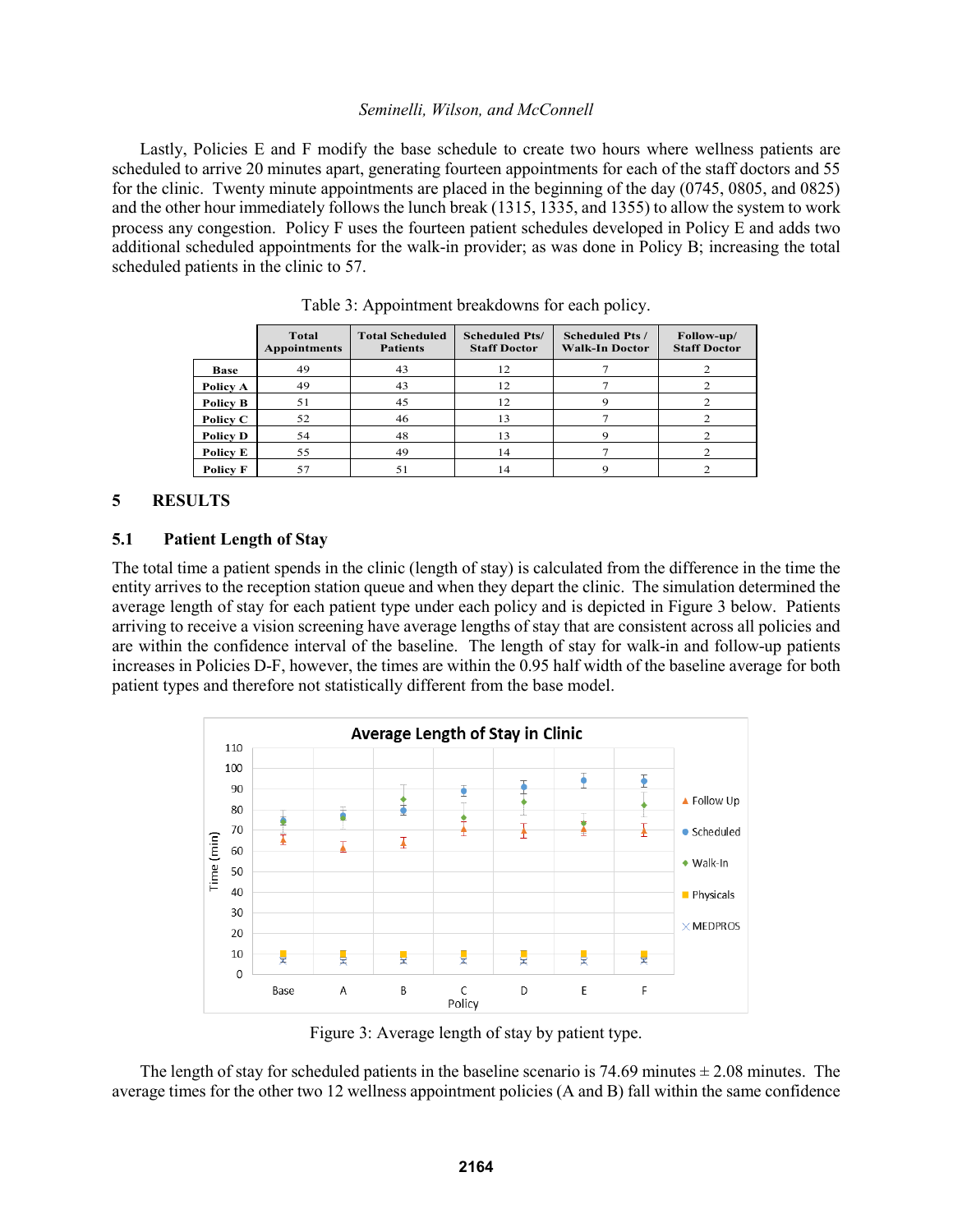Lastly, Policies E and F modify the base schedule to create two hours where wellness patients are scheduled to arrive 20 minutes apart, generating fourteen appointments for each of the staff doctors and 55 for the clinic. Twenty minute appointments are placed in the beginning of the day (0745, 0805, and 0825) and the other hour immediately follows the lunch break (1315, 1335, and 1355) to allow the system to work process any congestion. Policy F uses the fourteen patient schedules developed in Policy E and adds two additional scheduled appointments for the walk-in provider; as was done in Policy B; increasing the total scheduled patients in the clinic to 57.

Table 3: Appointment breakdowns for each policy.

| | Total Appointments | Total Scheduled Patients | Scheduled Pts/ Staff Doctor | Scheduled Pts / Walk-In Doctor | Follow-up/ Staff Doctor |
|---|---|---|---|---|---|
| **Base** | 49 | 43 | 12 | 7 | 2 |
| **Policy A** | 49 | 43 | 12 | 7 | 2 |
| **Policy B** | 51 | 45 | 12 | 9 | 2 |
| **Policy C** | 52 | 46 | 13 | 7 | 2 |
| **Policy D** | 54 | 48 | 13 | 9 | 2 |
| **Policy E** | 55 | 49 | 14 | 7 | 2 |
| **Policy F** | 57 | 51 | 14 | 9 | 2 |

## 5 RESULTS

### 5.1 Patient Length of Stay

The total time a patient spends in the clinic (length of stay) is calculated from the difference in the time the entity arrives to the reception station queue and when they depart the clinic. The simulation determined the average length of stay for each patient type under each policy and is depicted in Figure 3 below. Patients arriving to receive a vision screening have average lengths of stay that are consistent across all policies and are within the confidence interval of the baseline. The length of stay for walk-in and follow-up patients increases in Policies D-F, however, the times are within the 0.95 half width of the baseline average for both patient types and therefore not statistically different from the base model.

Figure 3: Average length of stay by patient type.

The length of stay for scheduled patients in the baseline scenario is 74.69 minutes ± 2.08 minutes. The average times for the other two 12 wellness appointment policies (A and B) fall within the same confidence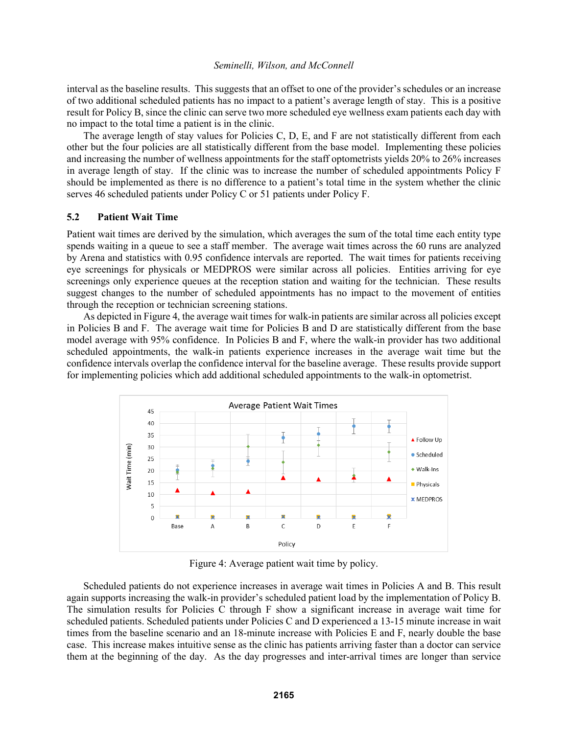interval as the baseline results. This suggests that an offset to one of the provider's schedules or an increase of two additional scheduled patients has no impact to a patient's average length of stay. This is a positive result for Policy B, since the clinic can serve two more scheduled eye wellness exam patients each day with no impact to the total time a patient is in the clinic.

The average length of stay values for Policies C, D, E, and F are not statistically different from each other but the four policies are all statistically different from the base model. Implementing these policies and increasing the number of wellness appointments for the staff optometrists yields 20% to 26% increases in average length of stay. If the clinic was to increase the number of scheduled appointments Policy F should be implemented as there is no difference to a patient's total time in the system whether the clinic serves 46 scheduled patients under Policy C or 51 patients under Policy F.

### 5.2 Patient Wait Time

Patient wait times are derived by the simulation, which averages the sum of the total time each entity type spends waiting in a queue to see a staff member. The average wait times across the 60 runs are analyzed by Arena and statistics with 0.95 confidence intervals are reported. The wait times for patients receiving eye screenings for physicals or MEDPROS were similar across all policies. Entities arriving for eye screenings only experience queues at the reception station and waiting for the technician. These results suggest changes to the number of scheduled appointments has no impact to the movement of entities through the reception or technician screening stations.

As depicted in Figure 4, the average wait times for walk-in patients are similar across all policies except in Policies B and F. The average wait time for Policies B and D are statistically different from the base model average with 95% confidence. In Policies B and F, where the walk-in provider has two additional scheduled appointments, the walk-in patients experience increases in the average wait time but the confidence intervals overlap the confidence interval for the baseline average. These results provide support for implementing policies which add additional scheduled appointments to the walk-in optometrist.

Figure 4: Average patient wait time by policy.

Scheduled patients do not experience increases in average wait times in Policies A and B. This result again supports increasing the walk-in provider's scheduled patient load by the implementation of Policy B. The simulation results for Policies C through F show a significant increase in average wait time for scheduled patients. Scheduled patients under Policies C and D experienced a 13-15 minute increase in wait times from the baseline scenario and an 18-minute increase with Policies E and F, nearly double the base case. This increase makes intuitive sense as the clinic has patients arriving faster than a doctor can service them at the beginning of the day. As the day progresses and inter-arrival times are longer than service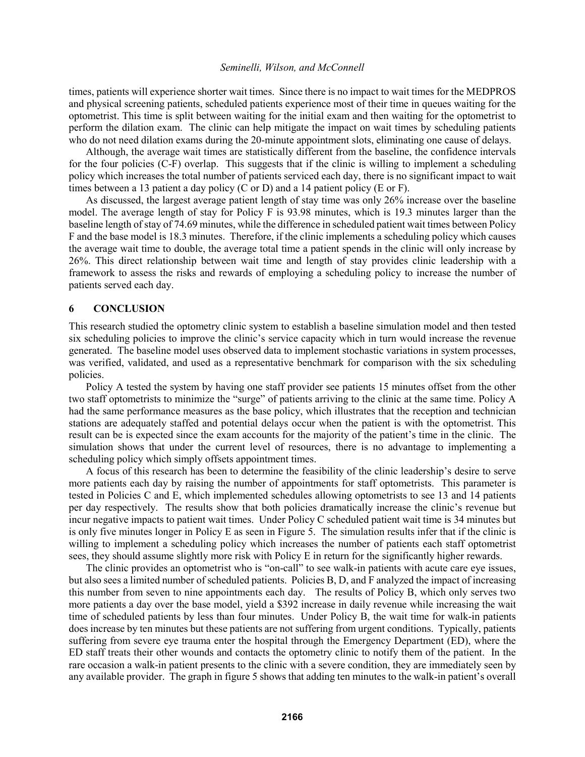times, patients will experience shorter wait times. Since there is no impact to wait times for the MEDPROS and physical screening patients, scheduled patients experience most of their time in queues waiting for the optometrist. This time is split between waiting for the initial exam and then waiting for the optometrist to perform the dilation exam. The clinic can help mitigate the impact on wait times by scheduling patients who do not need dilation exams during the 20-minute appointment slots, eliminating one cause of delays.

Although, the average wait times are statistically different from the baseline, the confidence intervals for the four policies (C-F) overlap. This suggests that if the clinic is willing to implement a scheduling policy which increases the total number of patients serviced each day, there is no significant impact to wait times between a 13 patient a day policy (C or D) and a 14 patient policy (E or F).

As discussed, the largest average patient length of stay time was only 26% increase over the baseline model. The average length of stay for Policy F is 93.98 minutes, which is 19.3 minutes larger than the baseline length of stay of 74.69 minutes, while the difference in scheduled patient wait times between Policy F and the base model is 18.3 minutes. Therefore, if the clinic implements a scheduling policy which causes the average wait time to double, the average total time a patient spends in the clinic will only increase by 26%. This direct relationship between wait time and length of stay provides clinic leadership with a framework to assess the risks and rewards of employing a scheduling policy to increase the number of patients served each day.

## 6 CONCLUSION

This research studied the optometry clinic system to establish a baseline simulation model and then tested six scheduling policies to improve the clinic's service capacity which in turn would increase the revenue generated. The baseline model uses observed data to implement stochastic variations in system processes, was verified, validated, and used as a representative benchmark for comparison with the six scheduling policies.

Policy A tested the system by having one staff provider see patients 15 minutes offset from the other two staff optometrists to minimize the "surge" of patients arriving to the clinic at the same time. Policy A had the same performance measures as the base policy, which illustrates that the reception and technician stations are adequately staffed and potential delays occur when the patient is with the optometrist. This result can be is expected since the exam accounts for the majority of the patient's time in the clinic. The simulation shows that under the current level of resources, there is no advantage to implementing a scheduling policy which simply offsets appointment times.

A focus of this research has been to determine the feasibility of the clinic leadership's desire to serve more patients each day by raising the number of appointments for staff optometrists. This parameter is tested in Policies C and E, which implemented schedules allowing optometrists to see 13 and 14 patients per day respectively. The results show that both policies dramatically increase the clinic's revenue but incur negative impacts to patient wait times. Under Policy C scheduled patient wait time is 34 minutes but is only five minutes longer in Policy E as seen in Figure 5. The simulation results infer that if the clinic is willing to implement a scheduling policy which increases the number of patients each staff optometrist sees, they should assume slightly more risk with Policy E in return for the significantly higher rewards.

The clinic provides an optometrist who is "on-call" to see walk-in patients with acute care eye issues, but also sees a limited number of scheduled patients. Policies B, D, and F analyzed the impact of increasing this number from seven to nine appointments each day. The results of Policy B, which only serves two more patients a day over the base model, yield a $392 increase in daily revenue while increasing the wait time of scheduled patients by less than four minutes. Under Policy B, the wait time for walk-in patients does increase by ten minutes but these patients are not suffering from urgent conditions. Typically, patients suffering from severe eye trauma enter the hospital through the Emergency Department (ED), where the ED staff treats their other wounds and contacts the optometry clinic to notify them of the patient. In the rare occasion a walk-in patient presents to the clinic with a severe condition, they are immediately seen by any available provider. The graph in figure 5 shows that adding ten minutes to the walk-in patient's overall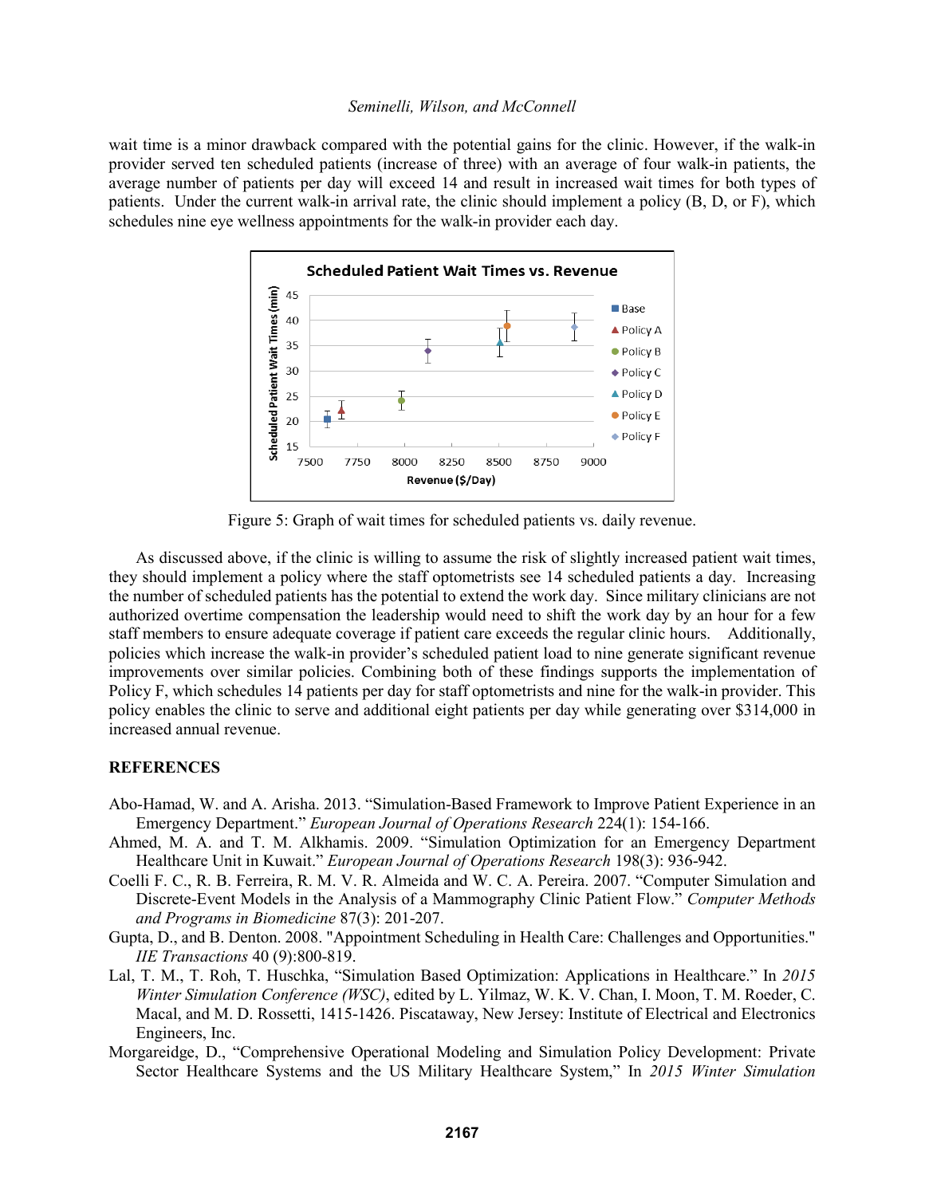wait time is a minor drawback compared with the potential gains for the clinic. However, if the walk-in provider served ten scheduled patients (increase of three) with an average of four walk-in patients, the average number of patients per day will exceed 14 and result in increased wait times for both types of patients. Under the current walk-in arrival rate, the clinic should implement a policy (B, D, or F), which schedules nine eye wellness appointments for the walk-in provider each day.

Figure 5: Graph of wait times for scheduled patients vs. daily revenue.

As discussed above, if the clinic is willing to assume the risk of slightly increased patient wait times, they should implement a policy where the staff optometrists see 14 scheduled patients a day. Increasing the number of scheduled patients has the potential to extend the work day. Since military clinicians are not authorized overtime compensation the leadership would need to shift the work day by an hour for a few staff members to ensure adequate coverage if patient care exceeds the regular clinic hours. Additionally, policies which increase the walk-in provider's scheduled patient load to nine generate significant revenue improvements over similar policies. Combining both of these findings supports the implementation of Policy F, which schedules 14 patients per day for staff optometrists and nine for the walk-in provider. This policy enables the clinic to serve and additional eight patients per day while generating over $314,000 in increased annual revenue.

## REFERENCES

Abo-Hamad, W. and A. Arisha. 2013. "Simulation-Based Framework to Improve Patient Experience in an Emergency Department." *European Journal of Operations Research* 224(1): 154-166.

Ahmed, M. A. and T. M. Alkhamis. 2009. "Simulation Optimization for an Emergency Department Healthcare Unit in Kuwait." *European Journal of Operations Research* 198(3): 936-942.

Coelli F. C., R. B. Ferreira, R. M. V. R. Almeida and W. C. A. Pereira. 2007. "Computer Simulation and Discrete-Event Models in the Analysis of a Mammography Clinic Patient Flow." *Computer Methods and Programs in Biomedicine* 87(3): 201-207.

Gupta, D., and B. Denton. 2008. "Appointment Scheduling in Health Care: Challenges and Opportunities." *IIE Transactions* 40 (9):800-819.

Lal, T. M., T. Roh, T. Huschka, "Simulation Based Optimization: Applications in Healthcare." In *2015 Winter Simulation Conference (WSC)*, edited by L. Yilmaz, W. K. V. Chan, I. Moon, T. M. Roeder, C. Macal, and M. D. Rossetti, 1415-1426. Piscataway, New Jersey: Institute of Electrical and Electronics Engineers, Inc.

Morgareidge, D., "Comprehensive Operational Modeling and Simulation Policy Development: Private Sector Healthcare Systems and the US Military Healthcare System," In *2015 Winter Simulation*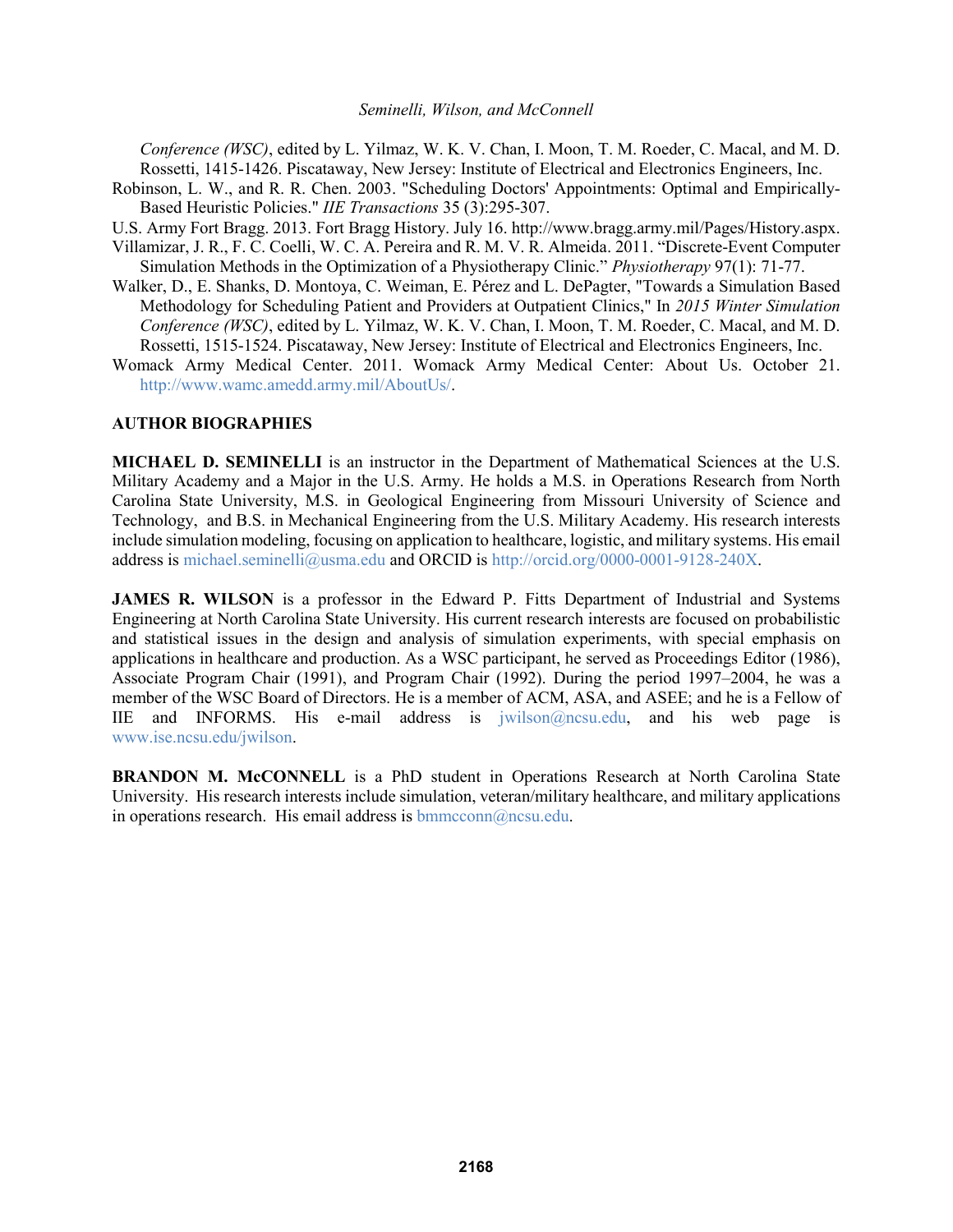*Conference (WSC)*, edited by L. Yilmaz, W. K. V. Chan, I. Moon, T. M. Roeder, C. Macal, and M. D. Rossetti, 1415-1426. Piscataway, New Jersey: Institute of Electrical and Electronics Engineers, Inc.

Robinson, L. W., and R. R. Chen. 2003. "Scheduling Doctors' Appointments: Optimal and Empirically-Based Heuristic Policies." *IIE Transactions* 35 (3):295-307.

U.S. Army Fort Bragg. 2013. Fort Bragg History. July 16. http://www.bragg.army.mil/Pages/History.aspx.

Villamizar, J. R., F. C. Coelli, W. C. A. Pereira and R. M. V. R. Almeida. 2011. "Discrete-Event Computer Simulation Methods in the Optimization of a Physiotherapy Clinic." *Physiotherapy* 97(1): 71-77.

Walker, D., E. Shanks, D. Montoya, C. Weiman, E. Pérez and L. DePagter, "Towards a Simulation Based Methodology for Scheduling Patient and Providers at Outpatient Clinics," In *2015 Winter Simulation Conference (WSC)*, edited by L. Yilmaz, W. K. V. Chan, I. Moon, T. M. Roeder, C. Macal, and M. D. Rossetti, 1515-1524. Piscataway, New Jersey: Institute of Electrical and Electronics Engineers, Inc.

Womack Army Medical Center. 2011. Womack Army Medical Center: About Us. October 21. http://www.wamc.amedd.army.mil/AboutUs/.

## AUTHOR BIOGRAPHIES

**MICHAEL D. SEMINELLI** is an instructor in the Department of Mathematical Sciences at the U.S. Military Academy and a Major in the U.S. Army. He holds a M.S. in Operations Research from North Carolina State University, M.S. in Geological Engineering from Missouri University of Science and Technology, and B.S. in Mechanical Engineering from the U.S. Military Academy. His research interests include simulation modeling, focusing on application to healthcare, logistic, and military systems. His email address is michael.seminelli@usma.edu and ORCID is http://orcid.org/0000-0001-9128-240X.

**JAMES R. WILSON** is a professor in the Edward P. Fitts Department of Industrial and Systems Engineering at North Carolina State University. His current research interests are focused on probabilistic and statistical issues in the design and analysis of simulation experiments, with special emphasis on applications in healthcare and production. As a WSC participant, he served as Proceedings Editor (1986), Associate Program Chair (1991), and Program Chair (1992). During the period 1997–2004, he was a member of the WSC Board of Directors. He is a member of ACM, ASA, and ASEE; and he is a Fellow of IIE and INFORMS. His e-mail address is jwilson@ncsu.edu, and his web page is www.ise.ncsu.edu/jwilson.

**BRANDON M. McCONNELL** is a PhD student in Operations Research at North Carolina State University. His research interests include simulation, veteran/military healthcare, and military applications in operations research. His email address is bmmcconn@ncsu.edu.